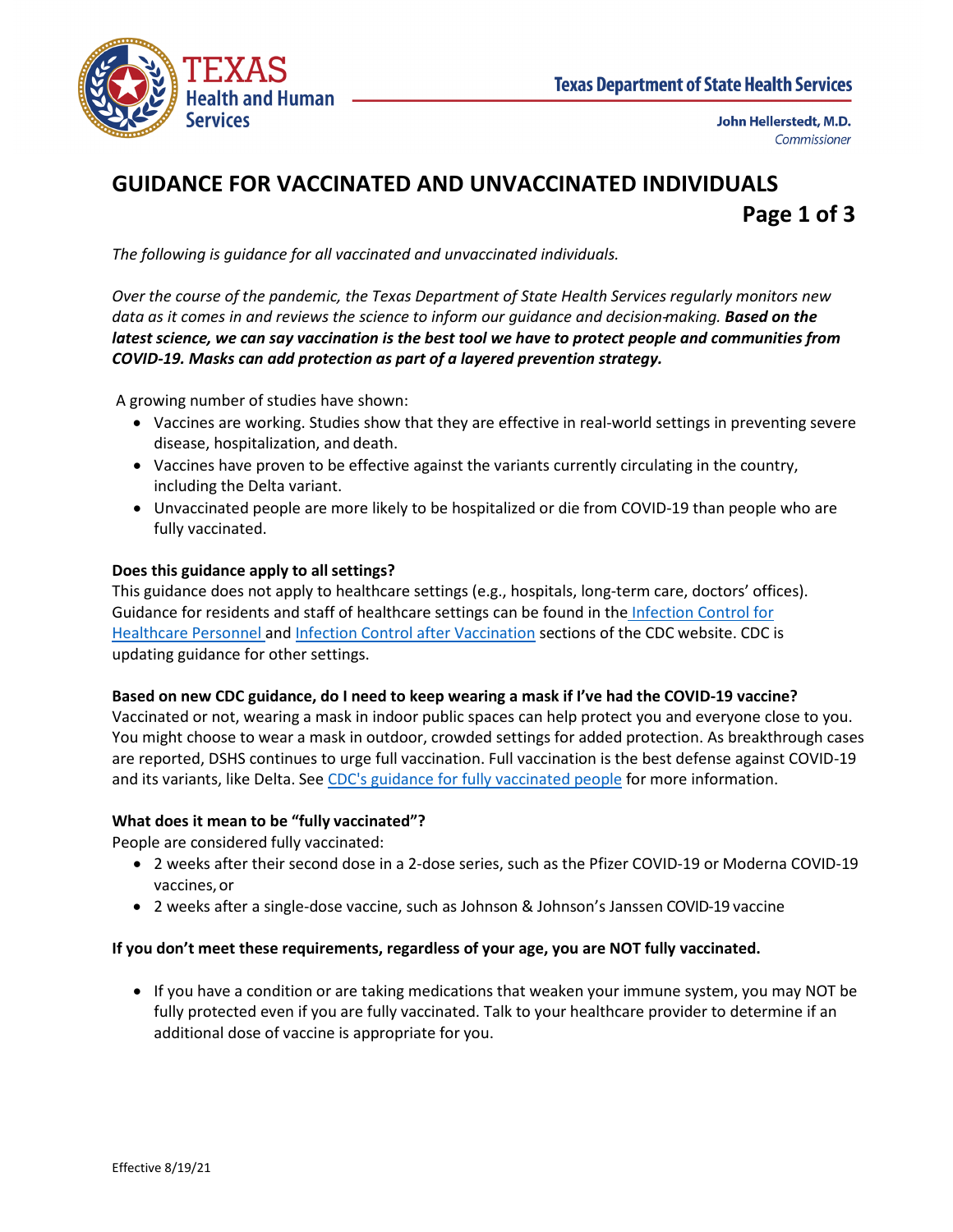Texas Health and Human Services

Texas Department of State Health Services

John Hellerstedt, M.D.
*Commissioner*

# GUIDANCE FOR VACCINATED AND UNVACCINATED INDIVIDUALS

*The following is guidance for all vaccinated and unvaccinated individuals.*

*Over the course of the pandemic, the Texas Department of State Health Services regularly monitors new data as it comes in and reviews the science to inform our guidance and decision-making.* ***Based on the latest science, we can say vaccination is the best tool we have to protect people and communities from COVID-19. Masks can add protection as part of a layered prevention strategy.***

A growing number of studies have shown:

- Vaccines are working. Studies show that they are effective in real-world settings in preventing severe disease, hospitalization, and death.
- Vaccines have proven to be effective against the variants currently circulating in the country, including the Delta variant.
- Unvaccinated people are more likely to be hospitalized or die from COVID-19 than people who are fully vaccinated.

**Does this guidance apply to all settings?**
This guidance does not apply to healthcare settings (e.g., hospitals, long-term care, doctors' offices). Guidance for residents and staff of healthcare settings can be found in the Infection Control for Healthcare Personnel and Infection Control after Vaccination sections of the CDC website. CDC is updating guidance for other settings.

**Based on new CDC guidance, do I need to keep wearing a mask if I've had the COVID-19 vaccine?**
Vaccinated or not, wearing a mask in indoor public spaces can help protect you and everyone close to you. You might choose to wear a mask in outdoor, crowded settings for added protection. As breakthrough cases are reported, DSHS continues to urge full vaccination. Full vaccination is the best defense against COVID-19 and its variants, like Delta. See CDC's guidance for fully vaccinated people for more information.

**What does it mean to be "fully vaccinated"?**
People are considered fully vaccinated:

- 2 weeks after their second dose in a 2-dose series, such as the Pfizer COVID-19 or Moderna COVID-19 vaccines, or
- 2 weeks after a single-dose vaccine, such as Johnson & Johnson's Janssen COVID-19 vaccine

**If you don't meet these requirements, regardless of your age, you are NOT fully vaccinated.**

- If you have a condition or are taking medications that weaken your immune system, you may NOT be fully protected even if you are fully vaccinated. Talk to your healthcare provider to determine if an additional dose of vaccine is appropriate for you.

Effective 8/19/21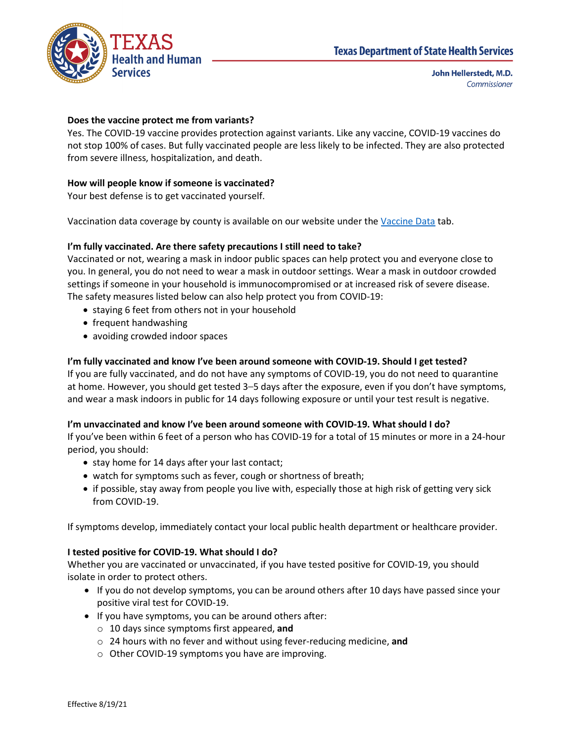**Does the vaccine protect me from variants?**
Yes. The COVID-19 vaccine provides protection against variants. Like any vaccine, COVID-19 vaccines do not stop 100% of cases. But fully vaccinated people are less likely to be infected. They are also protected from severe illness, hospitalization, and death.

**How will people know if someone is vaccinated?**
Your best defense is to get vaccinated yourself.

Vaccination data coverage by county is available on our website under the [Vaccine Data] tab.

**I'm fully vaccinated. Are there safety precautions I still need to take?**
Vaccinated or not, wearing a mask in indoor public spaces can help protect you and everyone close to you. In general, you do not need to wear a mask in outdoor settings. Wear a mask in outdoor crowded settings if someone in your household is immunocompromised or at increased risk of severe disease. The safety measures listed below can also help protect you from COVID-19:

- staying 6 feet from others not in your household
- frequent handwashing
- avoiding crowded indoor spaces

**I'm fully vaccinated and know I've been around someone with COVID-19. Should I get tested?**
If you are fully vaccinated, and do not have any symptoms of COVID-19, you do not need to quarantine at home. However, you should get tested 3–5 days after the exposure, even if you don't have symptoms, and wear a mask indoors in public for 14 days following exposure or until your test result is negative.

**I'm unvaccinated and know I've been around someone with COVID-19. What should I do?**
If you've been within 6 feet of a person who has COVID-19 for a total of 15 minutes or more in a 24-hour period, you should:

- stay home for 14 days after your last contact;
- watch for symptoms such as fever, cough or shortness of breath;
- if possible, stay away from people you live with, especially those at high risk of getting very sick from COVID-19.

If symptoms develop, immediately contact your local public health department or healthcare provider.

**I tested positive for COVID-19. What should I do?**
Whether you are vaccinated or unvaccinated, if you have tested positive for COVID-19, you should isolate in order to protect others.

- If you do not develop symptoms, you can be around others after 10 days have passed since your positive viral test for COVID-19.
- If you have symptoms, you can be around others after:
  - 10 days since symptoms first appeared, **and**
  - 24 hours with no fever and without using fever-reducing medicine, **and**
  - Other COVID-19 symptoms you have are improving.

Effective 8/19/21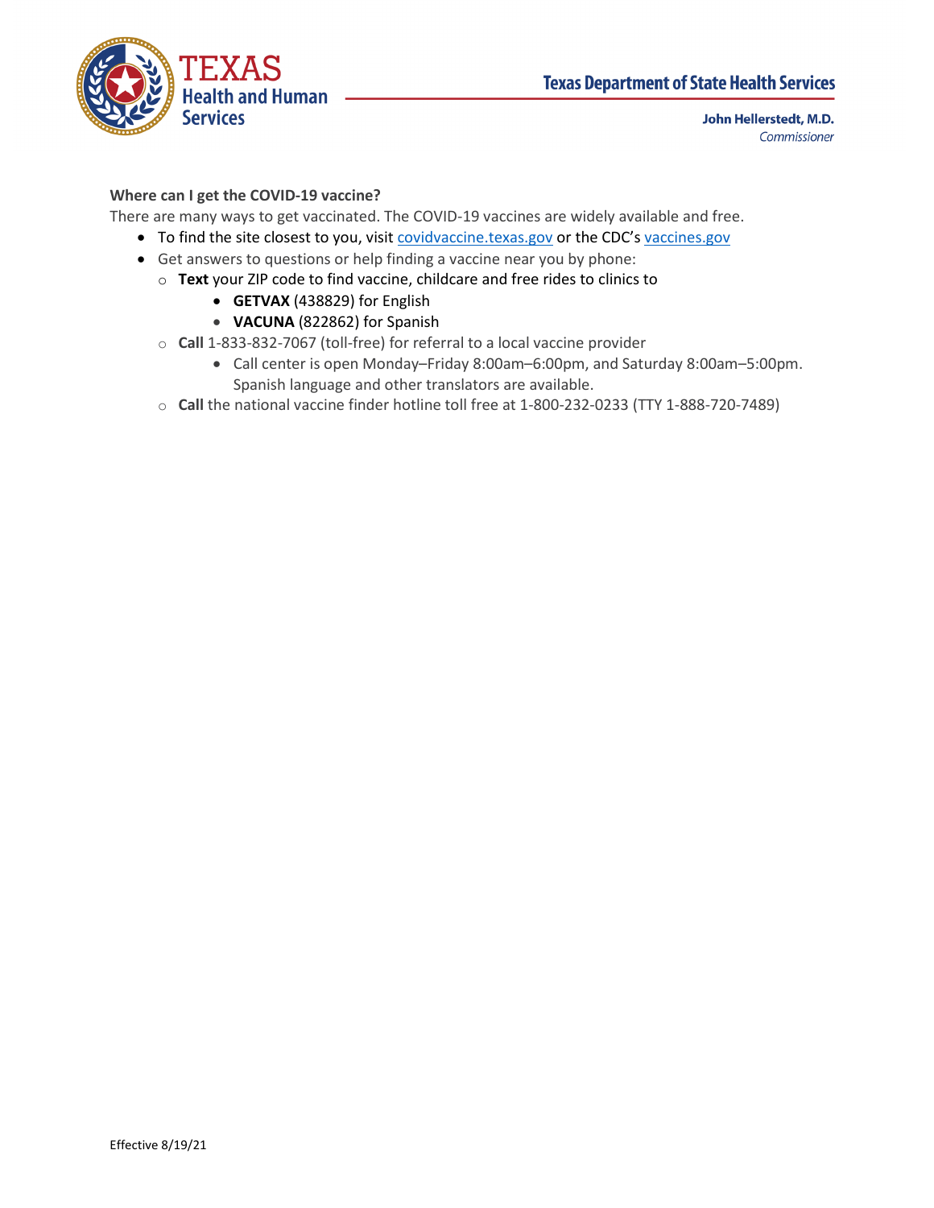**Where can I get the COVID-19 vaccine?**

There are many ways to get vaccinated. The COVID-19 vaccines are widely available and free.

- To find the site closest to you, visit [covidvaccine.texas.gov](covidvaccine.texas.gov) or the CDC's [vaccines.gov](vaccines.gov)
- Get answers to questions or help finding a vaccine near you by phone:
  - **Text** your ZIP code to find vaccine, childcare and free rides to clinics to
    - **GETVAX** (438829) for English
    - **VACUNA** (822862) for Spanish
  - **Call** 1-833-832-7067 (toll-free) for referral to a local vaccine provider
    - Call center is open Monday–Friday 8:00am–6:00pm, and Saturday 8:00am–5:00pm. Spanish language and other translators are available.
  - **Call** the national vaccine finder hotline toll free at 1-800-232-0233 (TTY 1-888-720-7489)

Effective 8/19/21